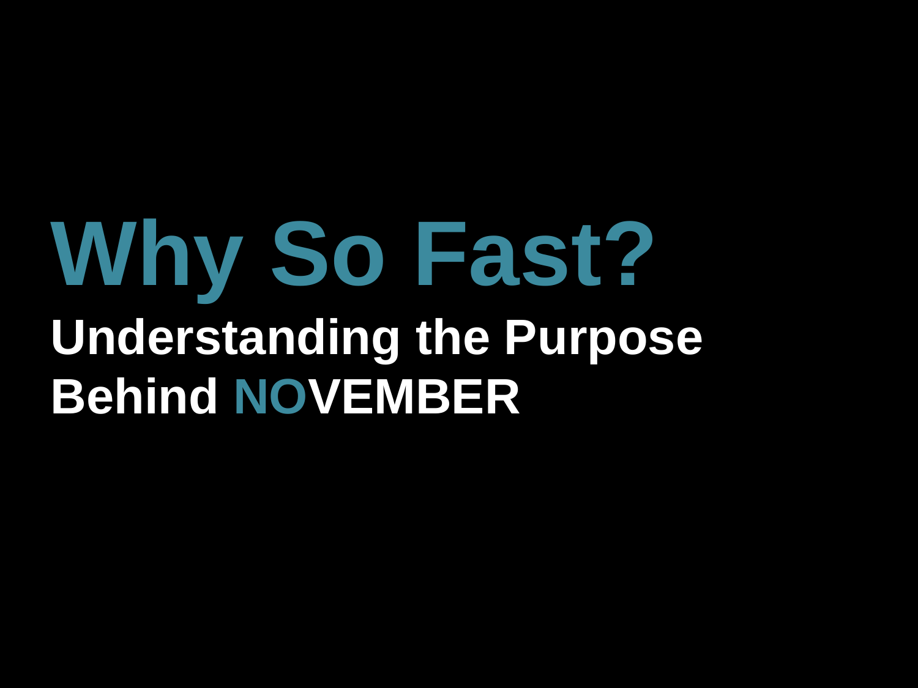# Why So Fast?

## Understanding the Purpose Behind NOVEMBER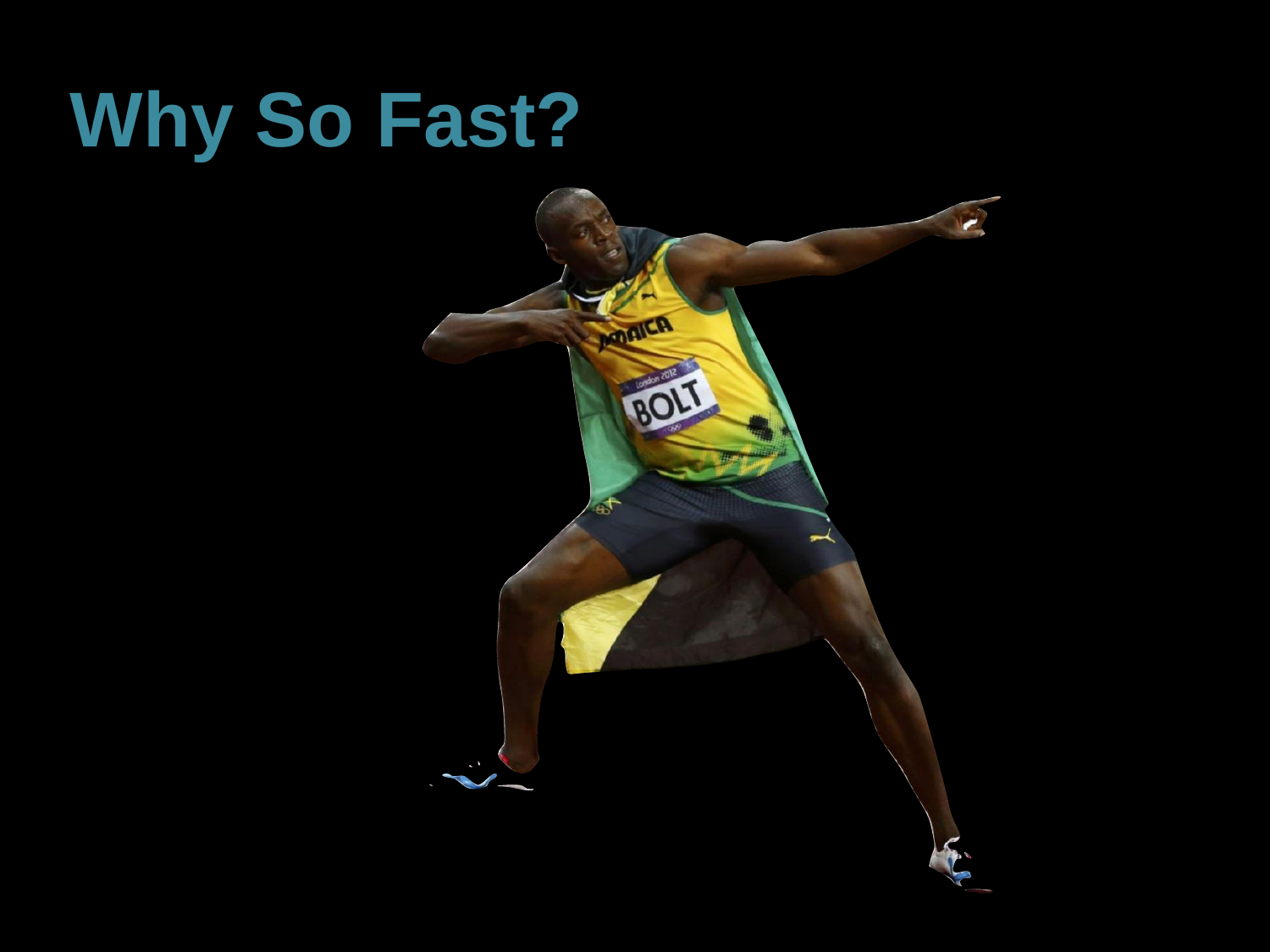# Why So Fast?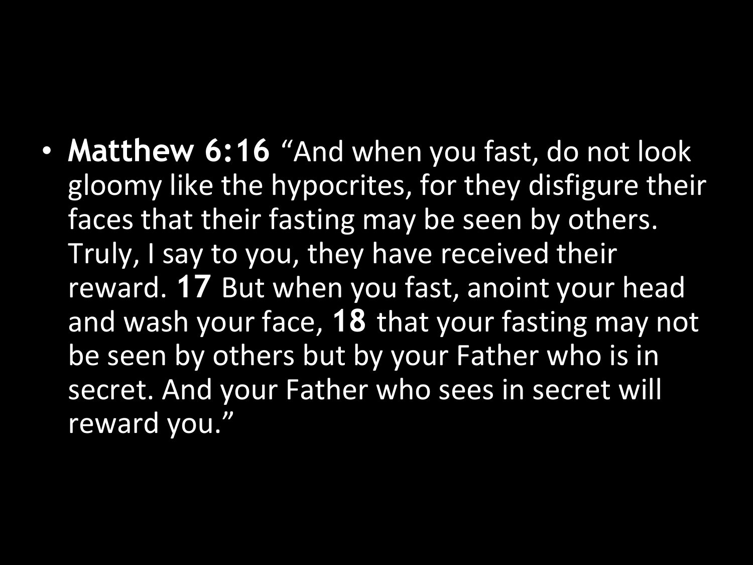- **Matthew 6:16** "And when you fast, do not look gloomy like the hypocrites, for they disfigure their faces that their fasting may be seen by others. Truly, I say to you, they have received their reward. **17** But when you fast, anoint your head and wash your face, **18** that your fasting may not be seen by others but by your Father who is in secret. And your Father who sees in secret will reward you."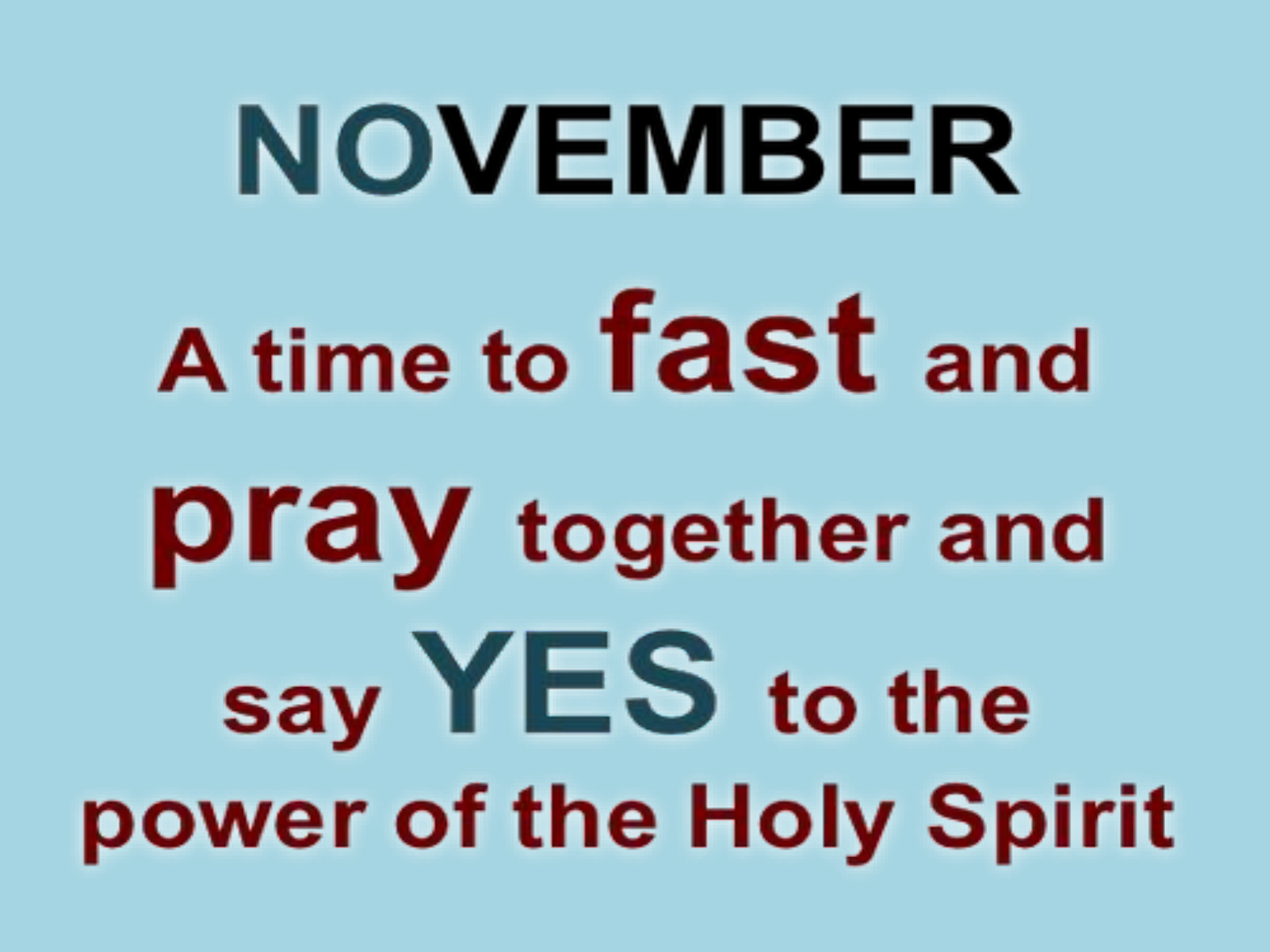# NOVEMBER

A time to **fast** and **pray** together and say **YES** to the power of the Holy Spirit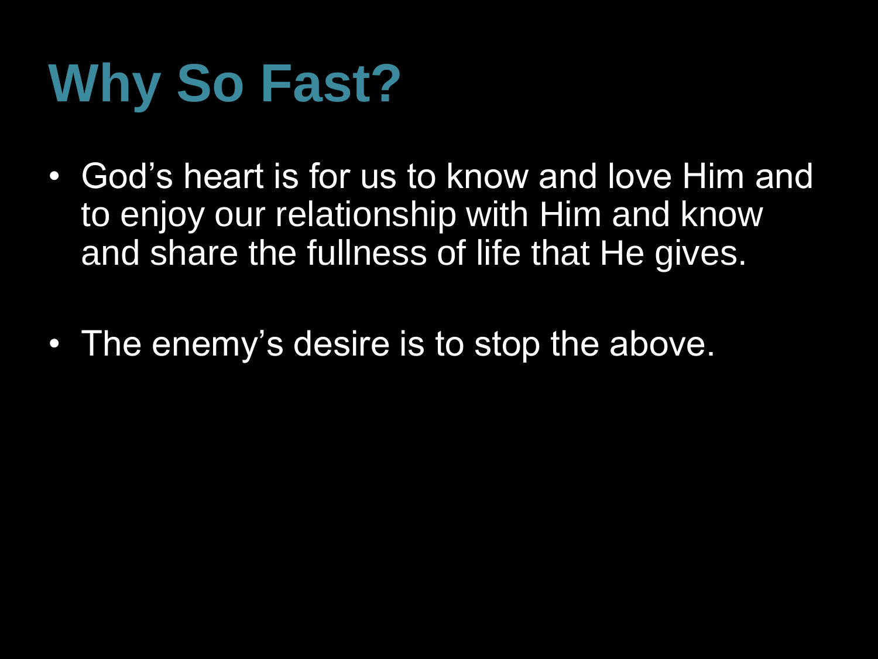# Why So Fast?

- God's heart is for us to know and love Him and to enjoy our relationship with Him and know and share the fullness of life that He gives.
- The enemy's desire is to stop the above.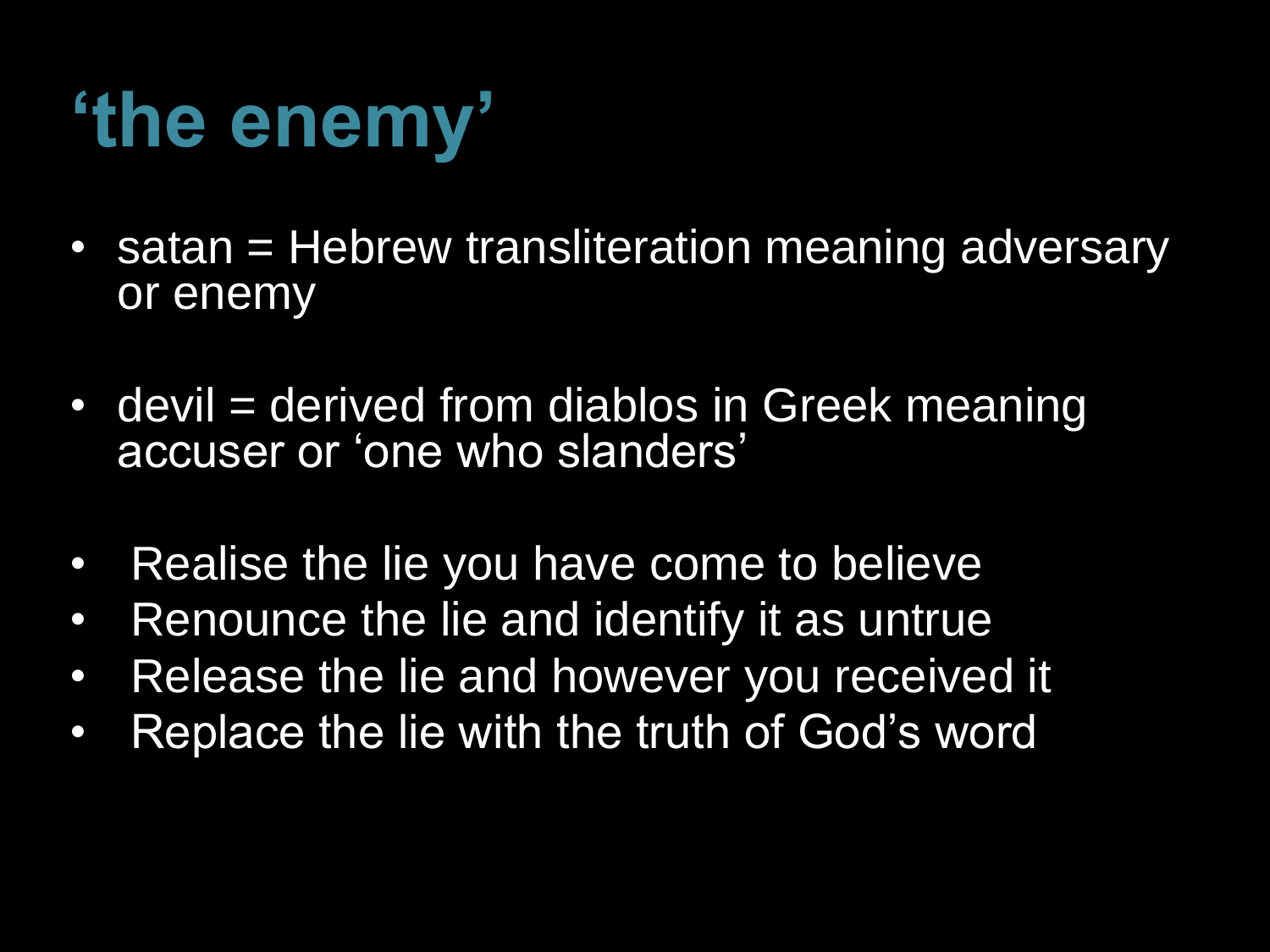# ‘the enemy’

- satan = Hebrew transliteration meaning adversary or enemy

- devil = derived from diablos in Greek meaning accuser or ‘one who slanders’

- Realise the lie you have come to believe
- Renounce the lie and identify it as untrue
- Release the lie and however you received it
- Replace the lie with the truth of God’s word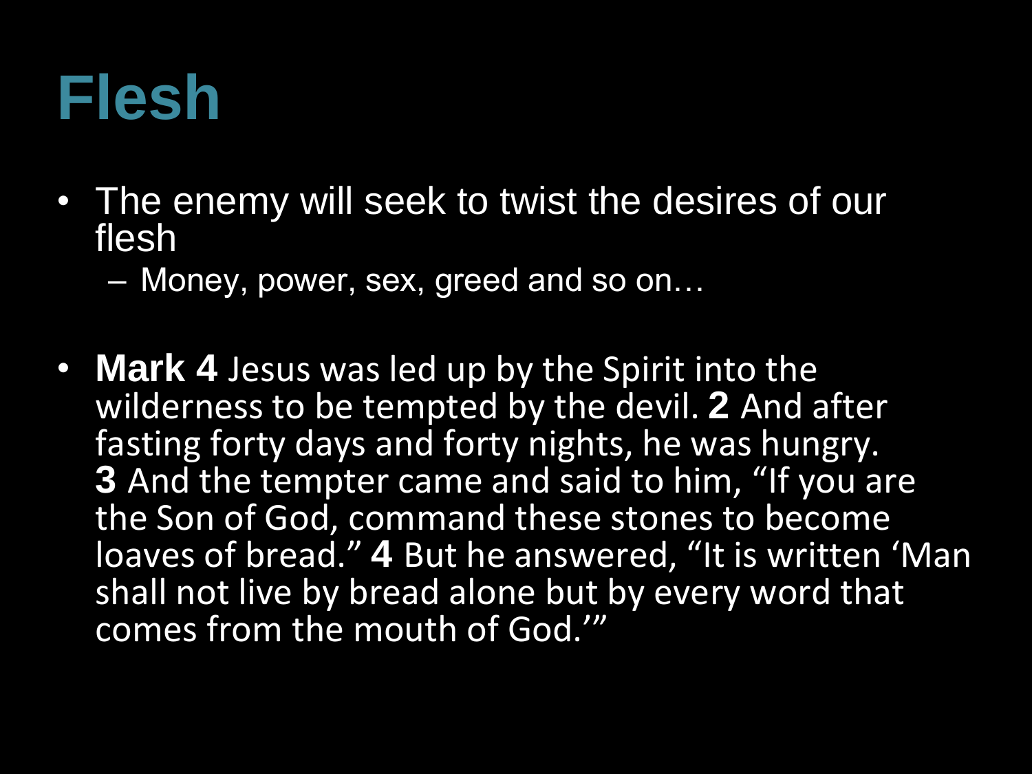# Flesh

- The enemy will seek to twist the desires of our flesh
  - Money, power, sex, greed and so on…

- **Mark 4** Jesus was led up by the Spirit into the wilderness to be tempted by the devil. **2** And after fasting forty days and forty nights, he was hungry. **3** And the tempter came and said to him, "If you are the Son of God, command these stones to become loaves of bread." **4** But he answered, "It is written 'Man shall not live by bread alone but by every word that comes from the mouth of God.'"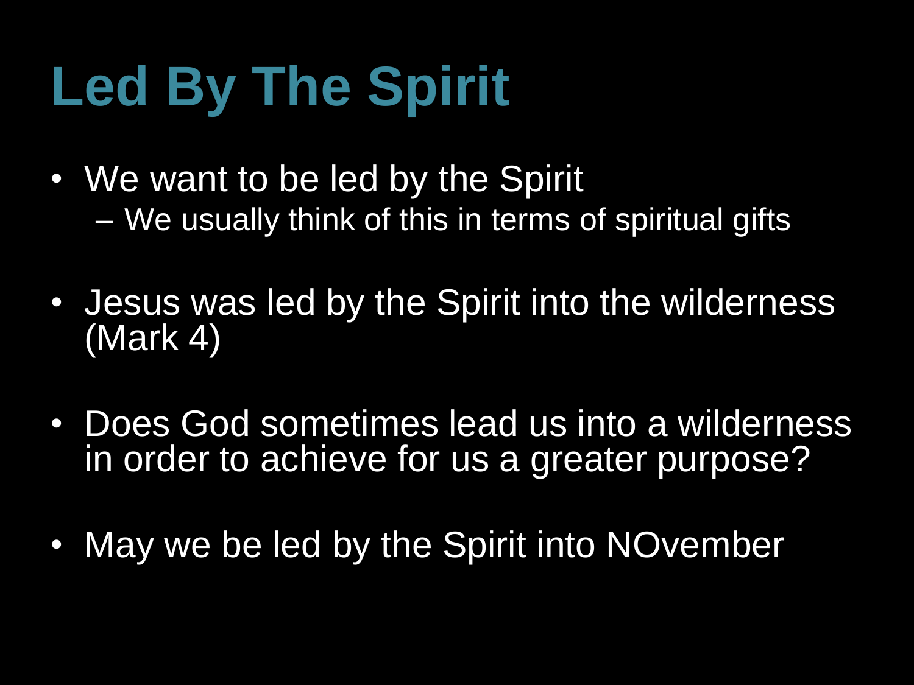# Led By The Spirit

- We want to be led by the Spirit
  - We usually think of this in terms of spiritual gifts
- Jesus was led by the Spirit into the wilderness (Mark 4)
- Does God sometimes lead us into a wilderness in order to achieve for us a greater purpose?
- May we be led by the Spirit into NOvember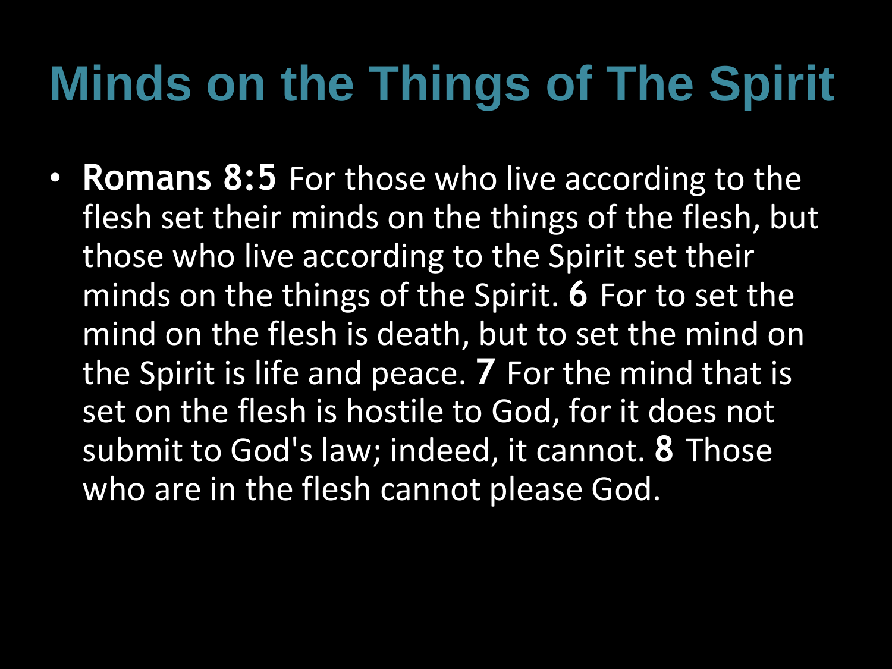# Minds on the Things of The Spirit

- **Romans 8:5** For those who live according to the flesh set their minds on the things of the flesh, but those who live according to the Spirit set their minds on the things of the Spirit. **6** For to set the mind on the flesh is death, but to set the mind on the Spirit is life and peace. **7** For the mind that is set on the flesh is hostile to God, for it does not submit to God's law; indeed, it cannot. **8** Those who are in the flesh cannot please God.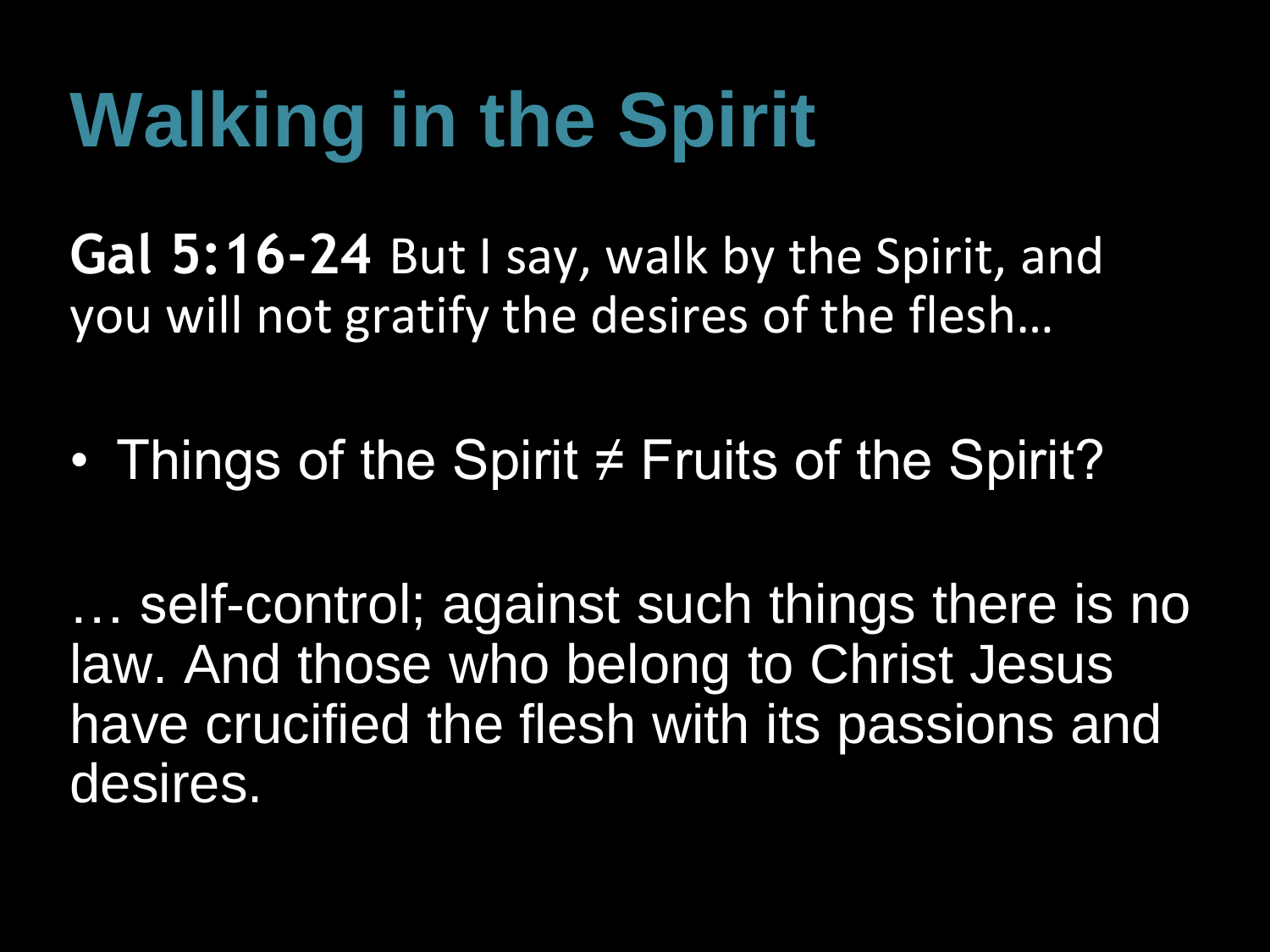# Walking in the Spirit

**Gal 5:16-24** But I say, walk by the Spirit, and you will not gratify the desires of the flesh…

- Things of the Spirit ≠ Fruits of the Spirit?

… self-control; against such things there is no law. And those who belong to Christ Jesus have crucified the flesh with its passions and desires.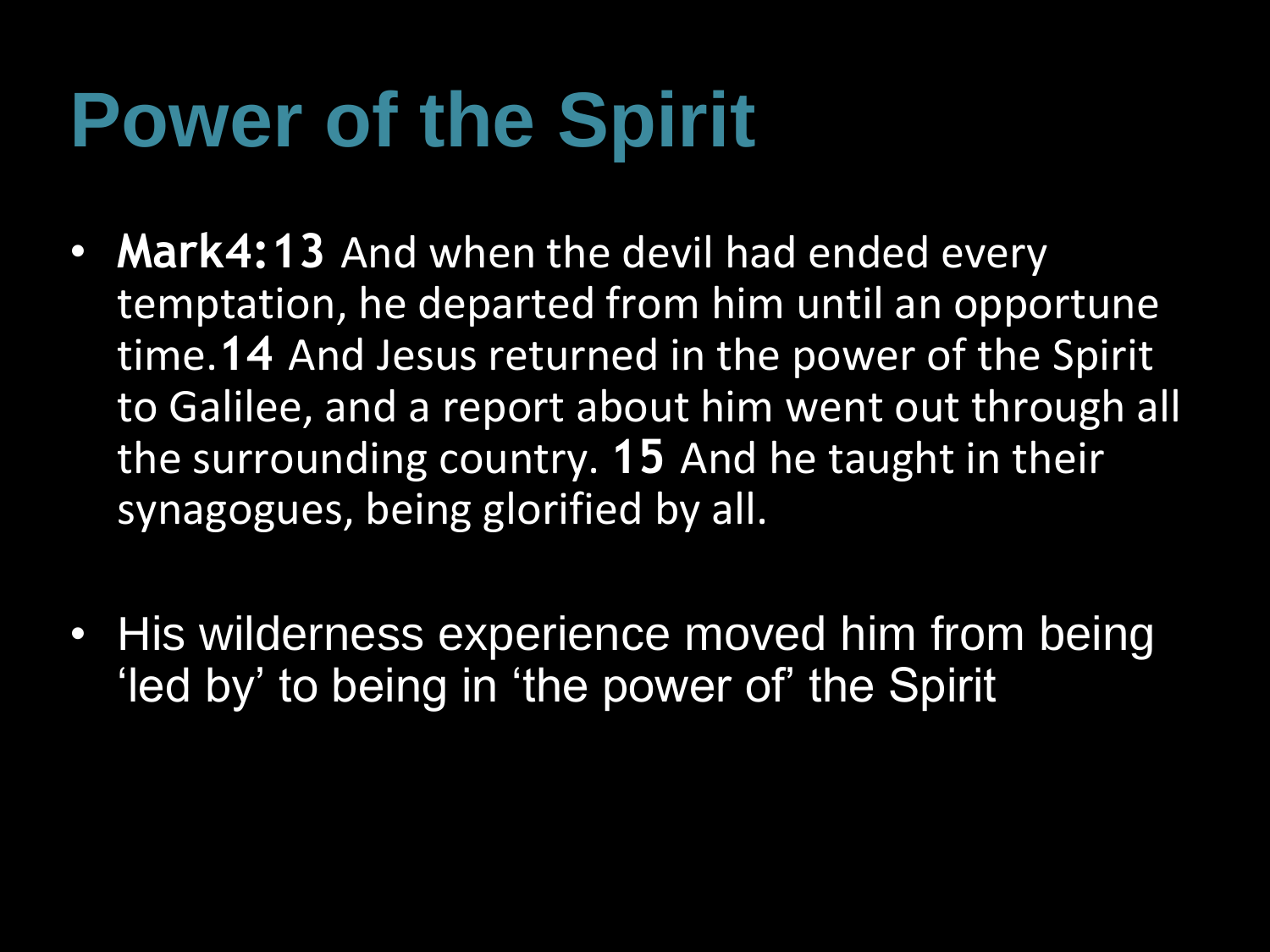# Power of the Spirit

- **Mark4:13** And when the devil had ended every temptation, he departed from him until an opportune time.**14** And Jesus returned in the power of the Spirit to Galilee, and a report about him went out through all the surrounding country. **15** And he taught in their synagogues, being glorified by all.

- His wilderness experience moved him from being ‘led by’ to being in ‘the power of’ the Spirit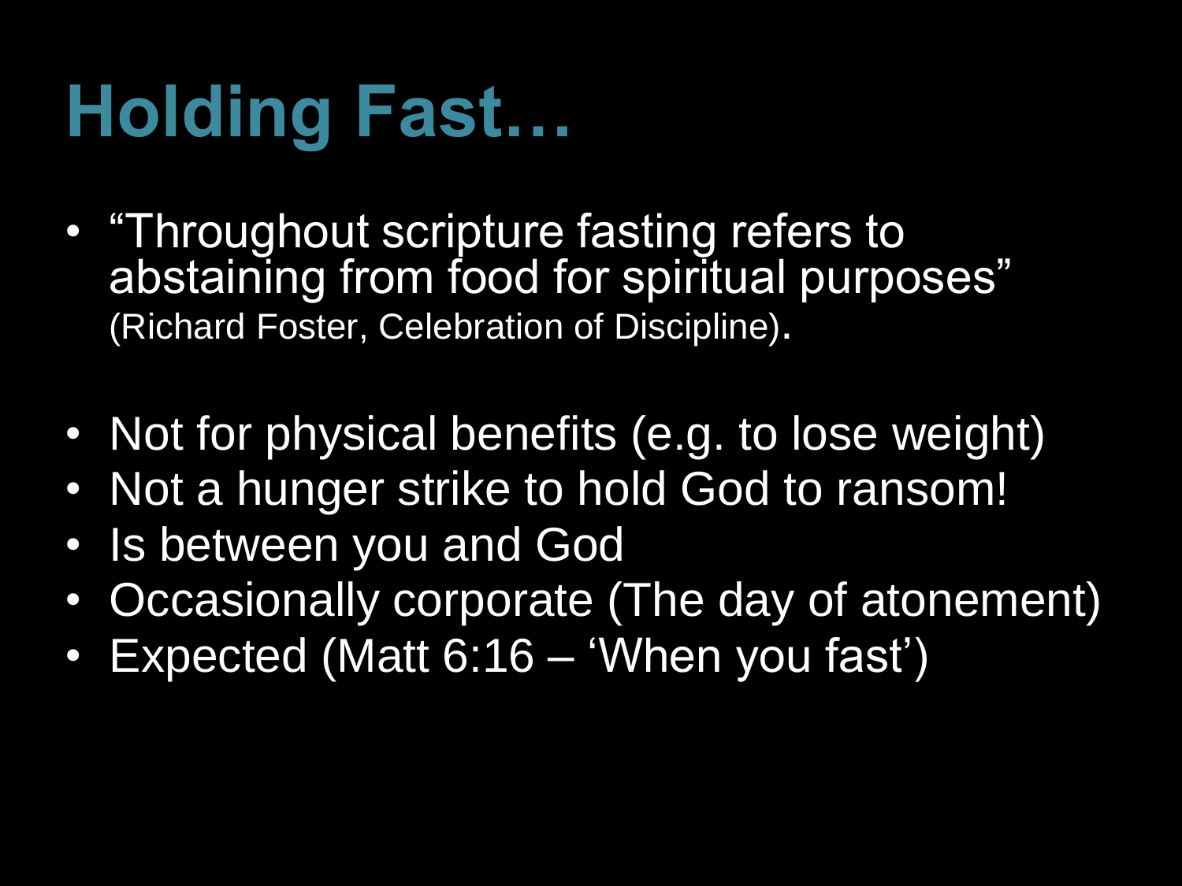# Holding Fast…

- "Throughout scripture fasting refers to abstaining from food for spiritual purposes" (Richard Foster, Celebration of Discipline).
- Not for physical benefits (e.g. to lose weight)
- Not a hunger strike to hold God to ransom!
- Is between you and God
- Occasionally corporate (The day of atonement)
- Expected (Matt 6:16 – 'When you fast')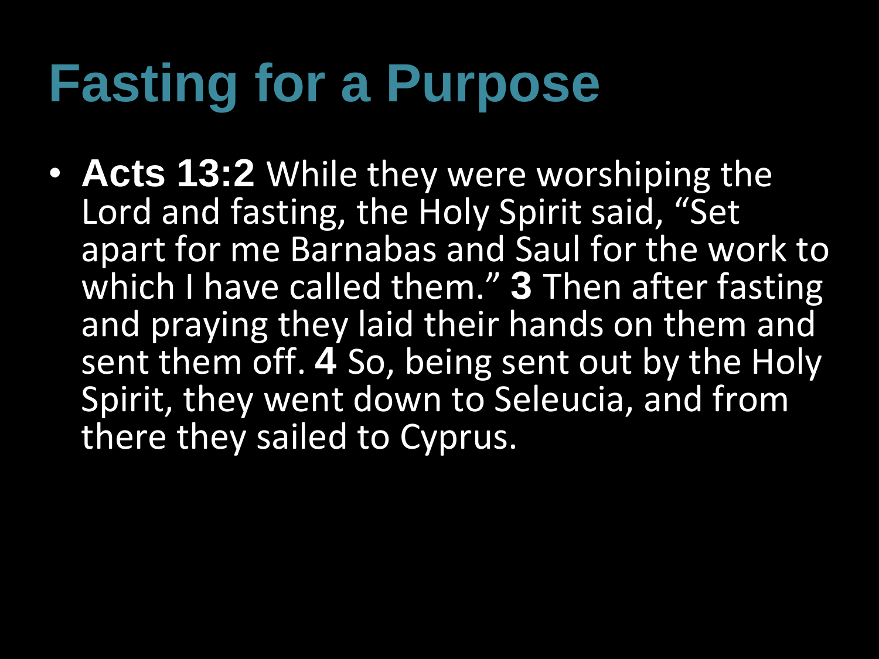# Fasting for a Purpose

- **Acts 13:2** While they were worshiping the Lord and fasting, the Holy Spirit said, "Set apart for me Barnabas and Saul for the work to which I have called them." **3** Then after fasting and praying they laid their hands on them and sent them off. **4** So, being sent out by the Holy Spirit, they went down to Seleucia, and from there they sailed to Cyprus.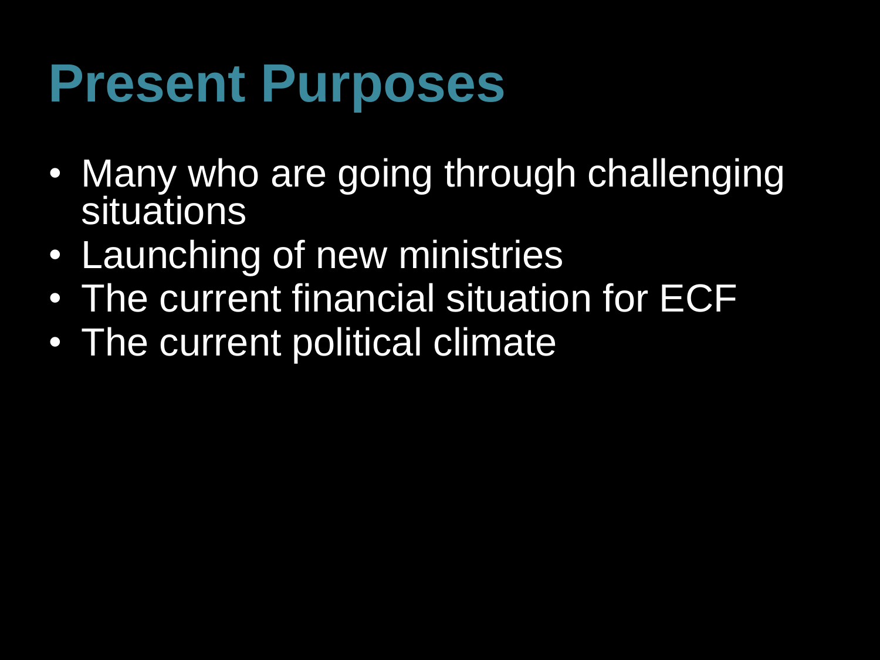# Present Purposes

- Many who are going through challenging situations
- Launching of new ministries
- The current financial situation for ECF
- The current political climate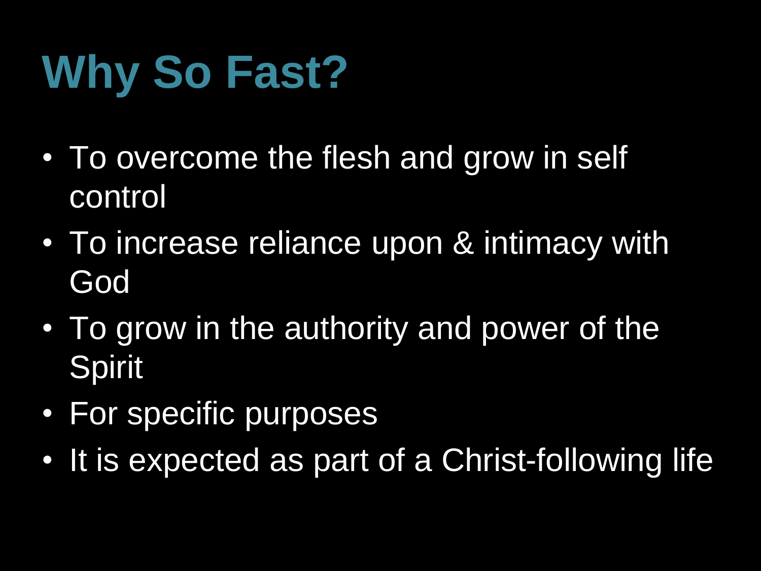# Why So Fast?

- To overcome the flesh and grow in self control
- To increase reliance upon & intimacy with God
- To grow in the authority and power of the Spirit
- For specific purposes
- It is expected as part of a Christ-following life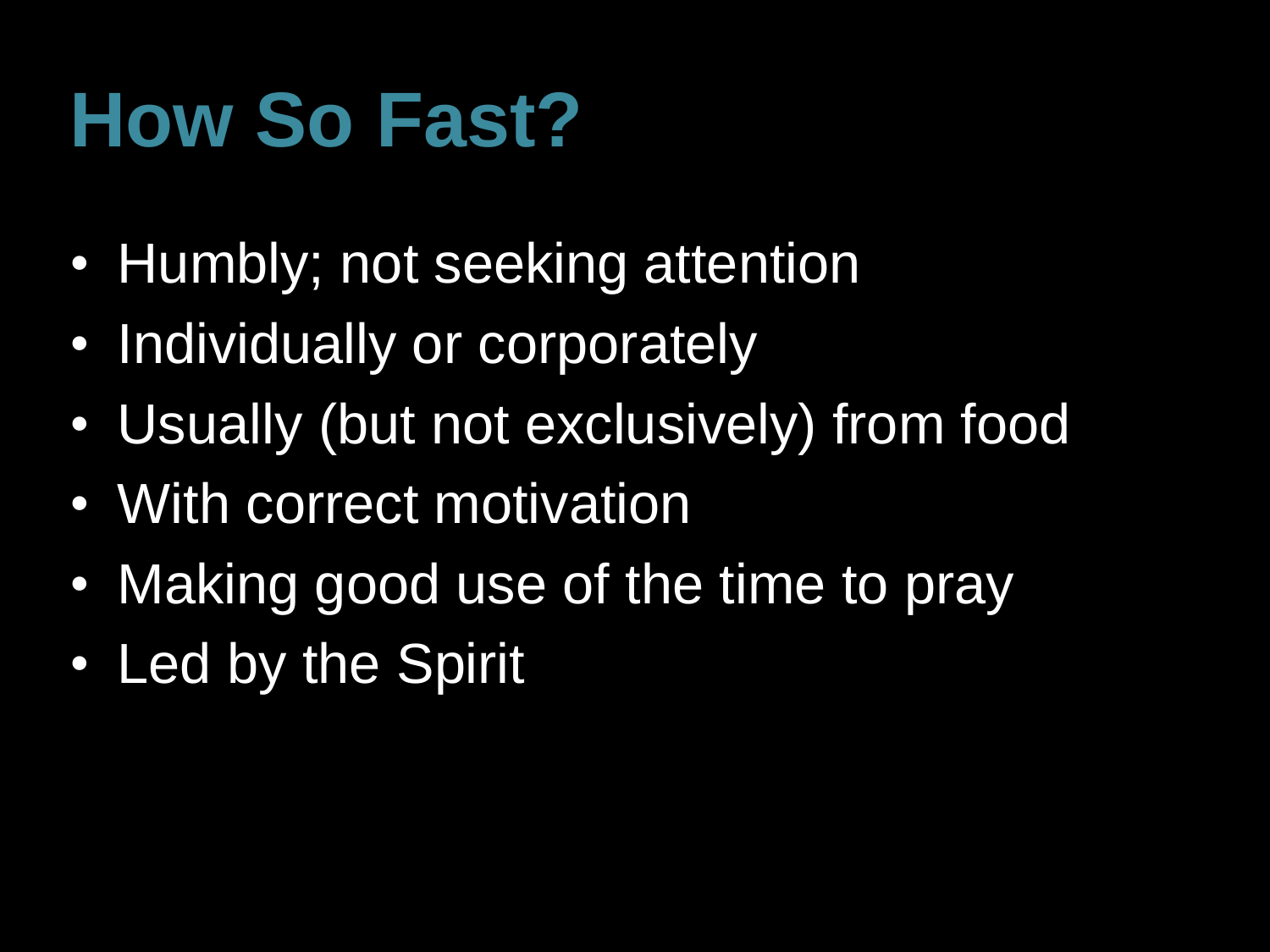# How So Fast?

- Humbly; not seeking attention
- Individually or corporately
- Usually (but not exclusively) from food
- With correct motivation
- Making good use of the time to pray
- Led by the Spirit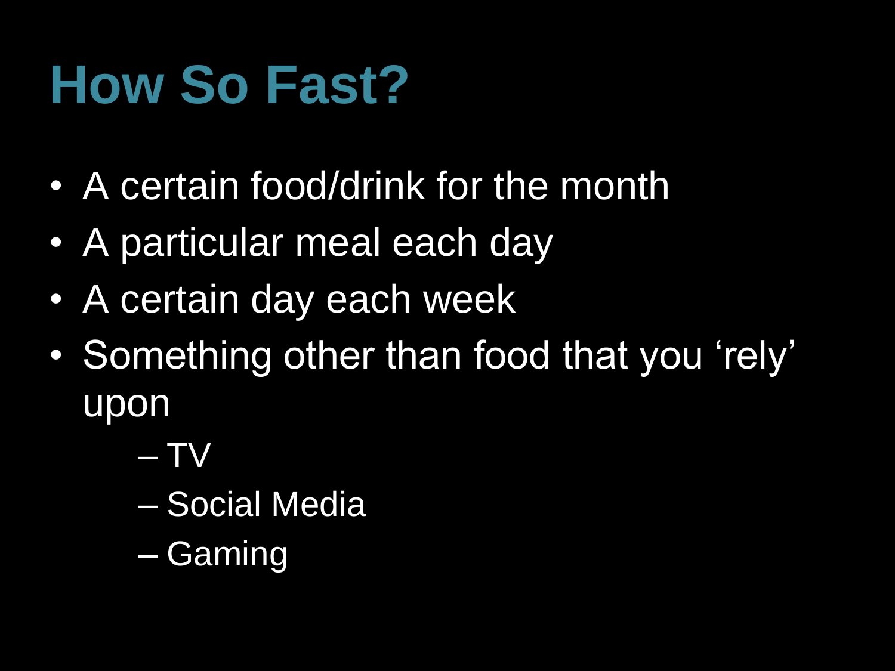# How So Fast?

- A certain food/drink for the month
- A particular meal each day
- A certain day each week
- Something other than food that you ‘rely’ upon
  - TV
  - Social Media
  - Gaming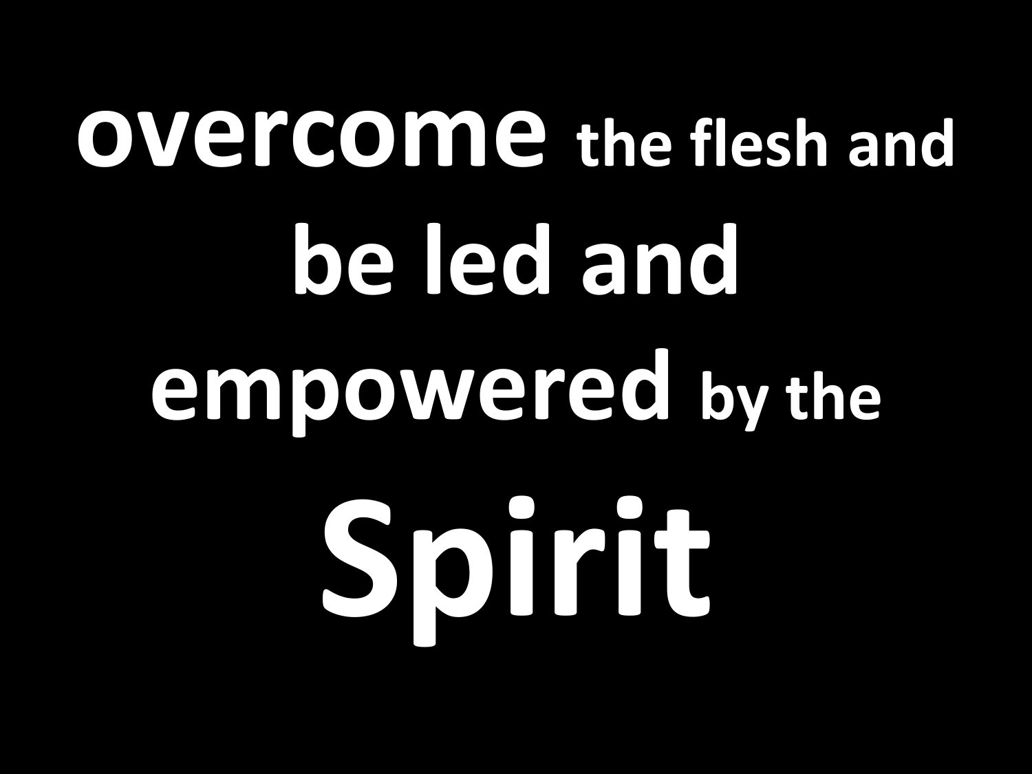**overcome** the flesh and **be led and empowered** by the

# Spirit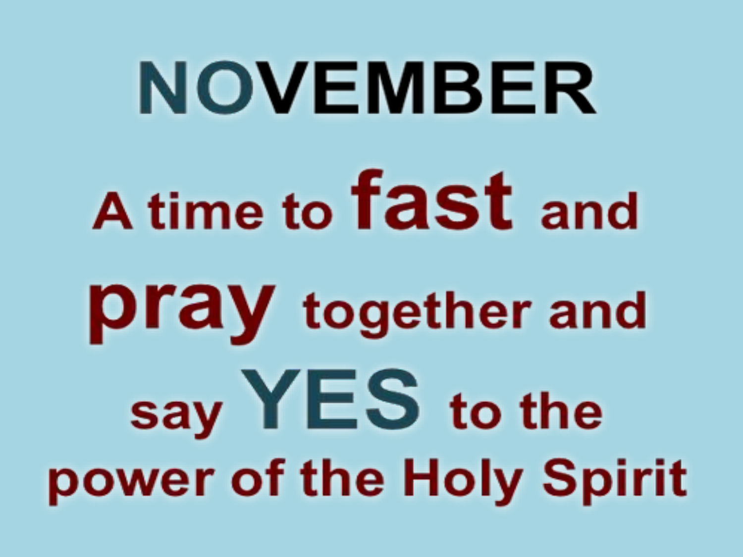# NOVEMBER

A time to **fast** and **pray** together and say **YES** to the power of the Holy Spirit